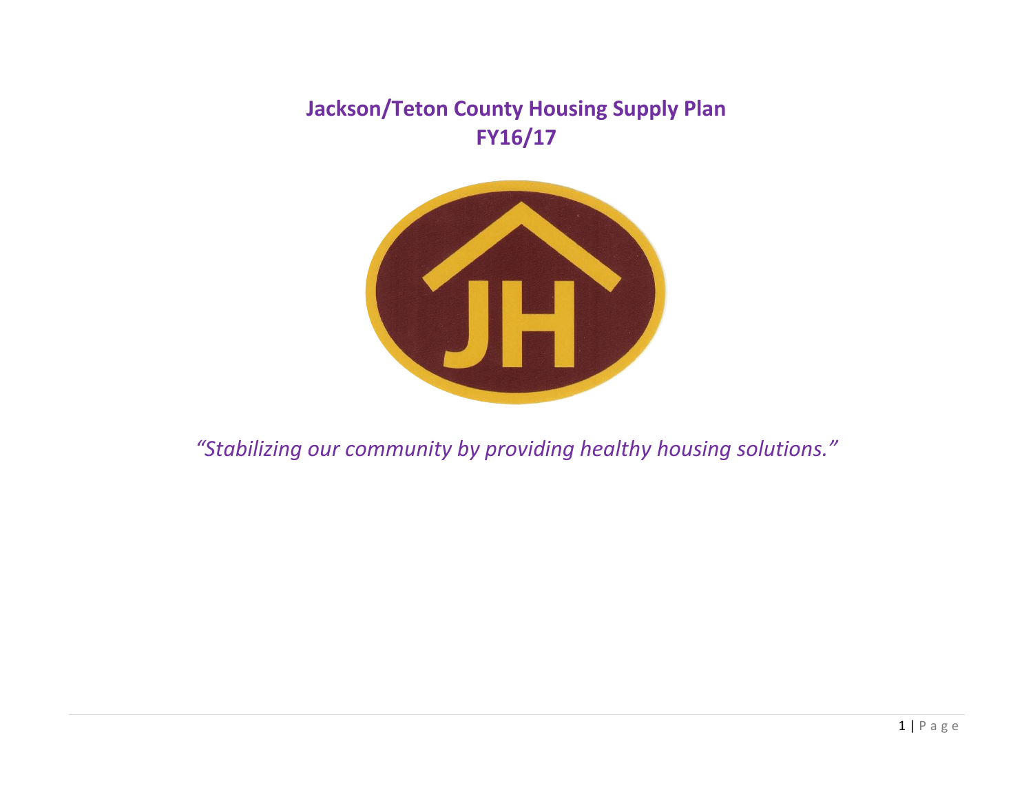# Jackson/Teton County Housing Supply Plan
# FY16/17

*"Stabilizing our community by providing healthy housing solutions."*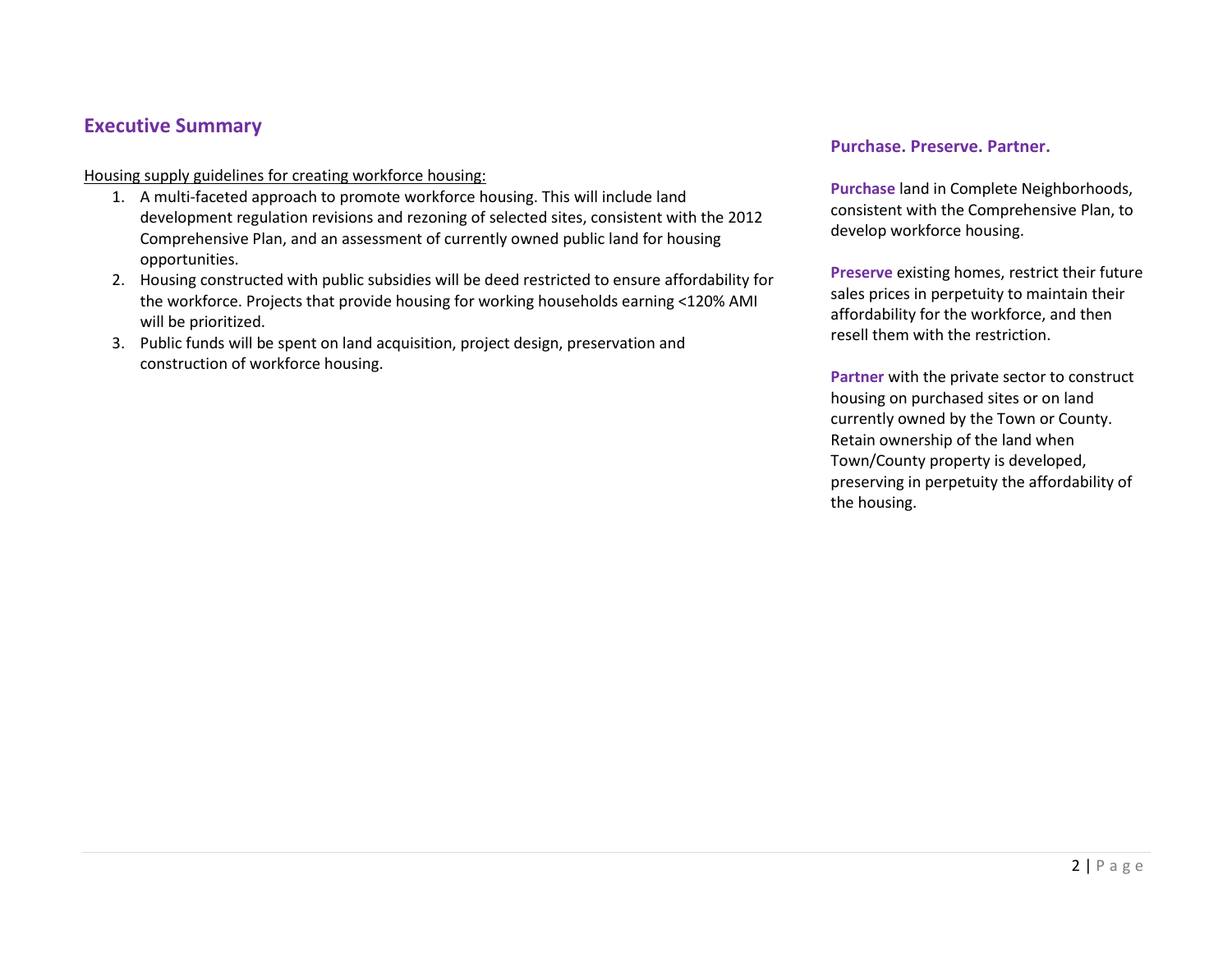## Executive Summary

Housing supply guidelines for creating workforce housing:

1. A multi-faceted approach to promote workforce housing. This will include land development regulation revisions and rezoning of selected sites, consistent with the 2012 Comprehensive Plan, and an assessment of currently owned public land for housing opportunities.
2. Housing constructed with public subsidies will be deed restricted to ensure affordability for the workforce. Projects that provide housing for working households earning <120% AMI will be prioritized.
3. Public funds will be spent on land acquisition, project design, preservation and construction of workforce housing.

### Purchase. Preserve. Partner.

**Purchase** land in Complete Neighborhoods, consistent with the Comprehensive Plan, to develop workforce housing.

**Preserve** existing homes, restrict their future sales prices in perpetuity to maintain their affordability for the workforce, and then resell them with the restriction.

**Partner** with the private sector to construct housing on purchased sites or on land currently owned by the Town or County. Retain ownership of the land when Town/County property is developed, preserving in perpetuity the affordability of the housing.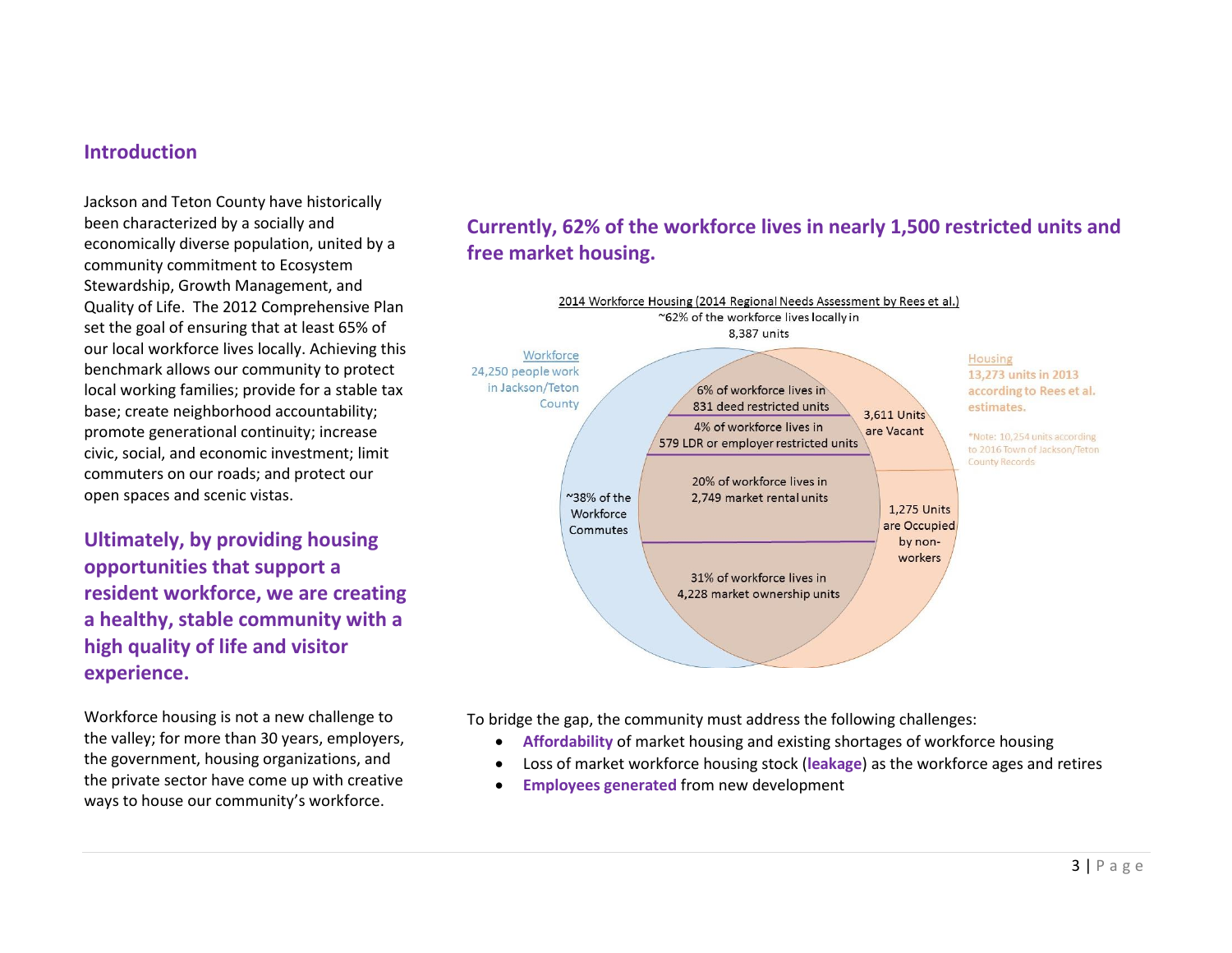## Introduction

Jackson and Teton County have historically been characterized by a socially and economically diverse population, united by a community commitment to Ecosystem Stewardship, Growth Management, and Quality of Life. The 2012 Comprehensive Plan set the goal of ensuring that at least 65% of our local workforce lives locally. Achieving this benchmark allows our community to protect local working families; provide for a stable tax base; create neighborhood accountability; promote generational continuity; increase civic, social, and economic investment; limit commuters on our roads; and protect our open spaces and scenic vistas.

### Ultimately, by providing housing opportunities that support a resident workforce, we are creating a healthy, stable community with a high quality of life and visitor experience.

Workforce housing is not a new challenge to the valley; for more than 30 years, employers, the government, housing organizations, and the private sector have come up with creative ways to house our community's workforce.

### Currently, 62% of the workforce lives in nearly 1,500 restricted units and free market housing.

2014 Workforce Housing (2014 Regional Needs Assessment by Rees et al.)
~62% of the workforce lives locally in 8,387 units

Workforce
24,250 people work in Jackson/Teton County

Housing
13,273 units in 2013 according to Rees et al. estimates.

*Note: 10,254 units according to 2016 Town of Jackson/Teton County Records

- 6% of workforce lives in 831 deed restricted units
- 4% of workforce lives in 579 LDR or employer restricted units
- 20% of workforce lives in 2,749 market rental units
- 31% of workforce lives in 4,228 market ownership units

~38% of the Workforce Commutes

3,611 Units are Vacant

1,275 Units are Occupied by non-workers

To bridge the gap, the community must address the following challenges:

- **Affordability** of market housing and existing shortages of workforce housing
- Loss of market workforce housing stock (**leakage**) as the workforce ages and retires
- **Employees generated** from new development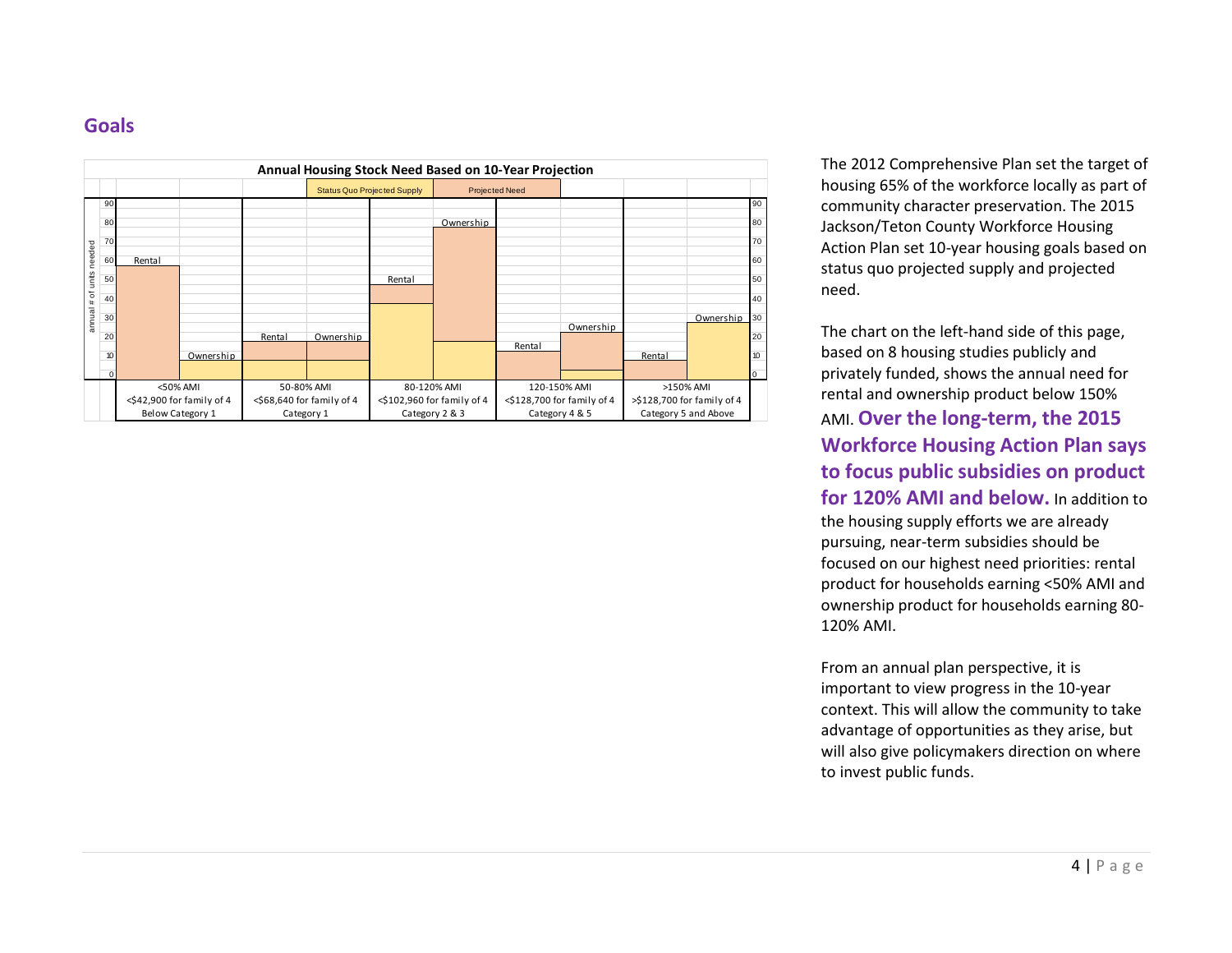## Goals

**Annual Housing Stock Need Based on 10-Year Projection**

Status Quo Projected Supply | Projected Need

annual # of units needed

| | <50% AMI<br><$42,900 for family of 4<br>Below Category 1 | | 50-80% AMI<br><$68,640 for family of 4<br>Category 1 | | 80-120% AMI<br><$102,960 for family of 4<br>Category 2 & 3 | | 120-150% AMI<br><$128,700 for family of 4<br>Category 4 & 5 | | >150% AMI<br>>$128,700 for family of 4<br>Category 5 and Above | |
|---|---|---|---|---|---|---|---|---|---|---|
| | Rental | Ownership | Rental | Ownership | Rental | Ownership | Rental | Ownership | Rental | Ownership |

The 2012 Comprehensive Plan set the target of housing 65% of the workforce locally as part of community character preservation. The 2015 Jackson/Teton County Workforce Housing Action Plan set 10-year housing goals based on status quo projected supply and projected need.

The chart on the left-hand side of this page, based on 8 housing studies publicly and privately funded, shows the annual need for rental and ownership product below 150% AMI. **Over the long-term, the 2015 Workforce Housing Action Plan says to focus public subsidies on product for 120% AMI and below.** In addition to the housing supply efforts we are already pursuing, near-term subsidies should be focused on our highest need priorities: rental product for households earning <50% AMI and ownership product for households earning 80-120% AMI.

From an annual plan perspective, it is important to view progress in the 10-year context. This will allow the community to take advantage of opportunities as they arise, but will also give policymakers direction on where to invest public funds.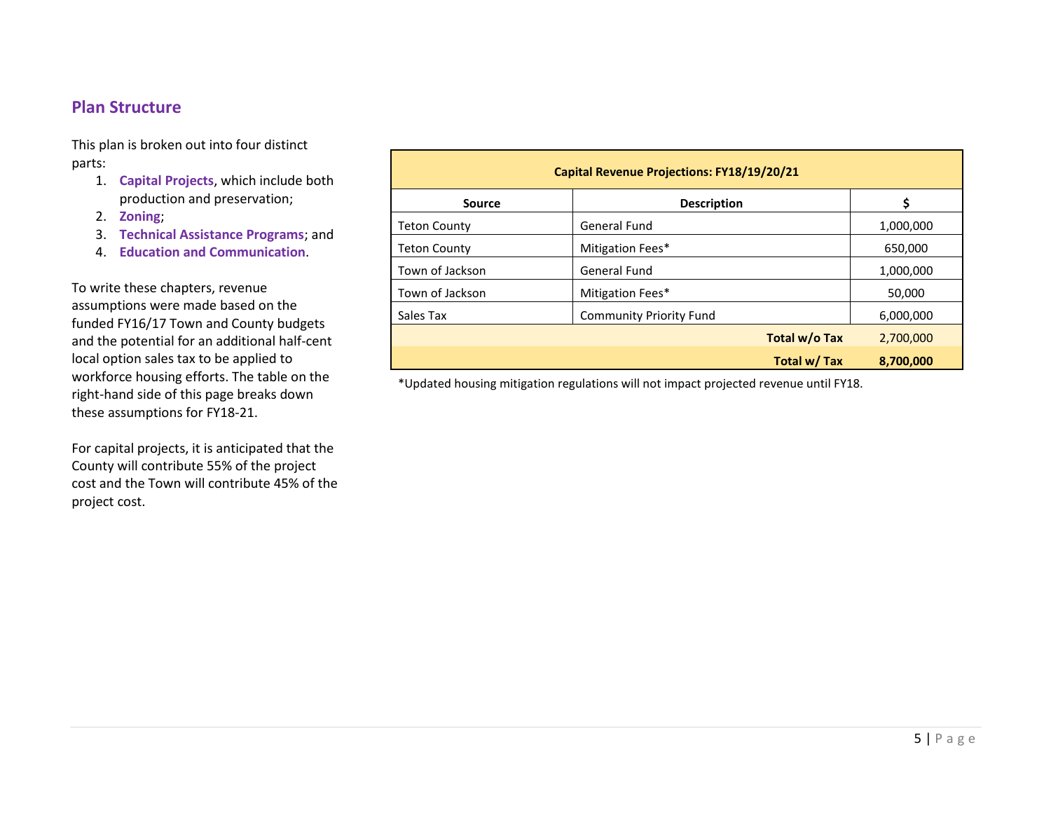## Plan Structure

This plan is broken out into four distinct parts:

1. **Capital Projects**, which include both production and preservation;
2. **Zoning**;
3. **Technical Assistance Programs**; and
4. **Education and Communication**.

To write these chapters, revenue assumptions were made based on the funded FY16/17 Town and County budgets and the potential for an additional half-cent local option sales tax to be applied to workforce housing efforts. The table on the right-hand side of this page breaks down these assumptions for FY18-21.

For capital projects, it is anticipated that the County will contribute 55% of the project cost and the Town will contribute 45% of the project cost.

| **Capital Revenue Projections: FY18/19/20/21** | | |
|---|---|---|
| **Source** | **Description** | **$** |
| Teton County | General Fund | 1,000,000 |
| Teton County | Mitigation Fees* | 650,000 |
| Town of Jackson | General Fund | 1,000,000 |
| Town of Jackson | Mitigation Fees* | 50,000 |
| Sales Tax | Community Priority Fund | 6,000,000 |
| | **Total w/o Tax** | 2,700,000 |
| | **Total w/ Tax** | **8,700,000** |

*Updated housing mitigation regulations will not impact projected revenue until FY18.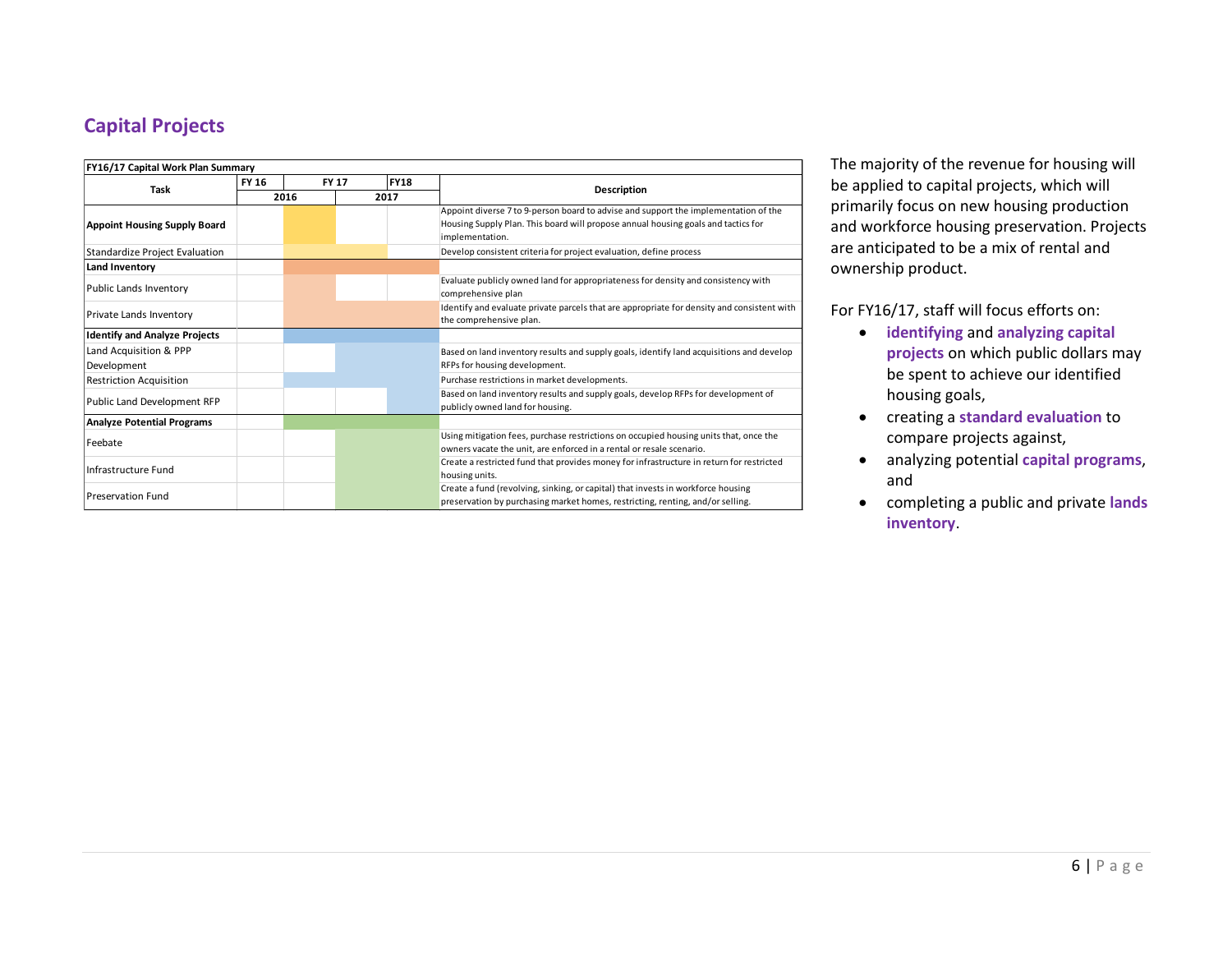## Capital Projects

**FY16/17 Capital Work Plan Summary**

| Task | FY 16 | FY 17 | | FY18 | Description |
|---|---|---|---|---|---|
| | | 2016 | 2017 | | |
| **Appoint Housing Supply Board** | | | | | Appoint diverse 7 to 9-person board to advise and support the implementation of the Housing Supply Plan. This board will propose annual housing goals and tactics for implementation. |
| Standardize Project Evaluation | | | | | Develop consistent criteria for project evaluation, define process |
| **Land Inventory** | | | | | |
| Public Lands Inventory | | | | | Evaluate publicly owned land for appropriateness for density and consistency with comprehensive plan |
| Private Lands Inventory | | | | | Identify and evaluate private parcels that are appropriate for density and consistent with the comprehensive plan. |
| **Identify and Analyze Projects** | | | | | |
| Land Acquisition & PPP Development | | | | | Based on land inventory results and supply goals, identify land acquisitions and develop RFPs for housing development. |
| Restriction Acquisition | | | | | Purchase restrictions in market developments. |
| Public Land Development RFP | | | | | Based on land inventory results and supply goals, develop RFPs for development of publicly owned land for housing. |
| **Analyze Potential Programs** | | | | | |
| Feebate | | | | | Using mitigation fees, purchase restrictions on occupied housing units that, once the owners vacate the unit, are enforced in a rental or resale scenario. |
| Infrastructure Fund | | | | | Create a restricted fund that provides money for infrastructure in return for restricted housing units. |
| Preservation Fund | | | | | Create a fund (revolving, sinking, or capital) that invests in workforce housing preservation by purchasing market homes, restricting, renting, and/or selling. |

The majority of the revenue for housing will be applied to capital projects, which will primarily focus on new housing production and workforce housing preservation. Projects are anticipated to be a mix of rental and ownership product.

For FY16/17, staff will focus efforts on:

- **identifying** and **analyzing capital projects** on which public dollars may be spent to achieve our identified housing goals,
- creating a **standard evaluation** to compare projects against,
- analyzing potential **capital programs**, and
- completing a public and private **lands inventory**.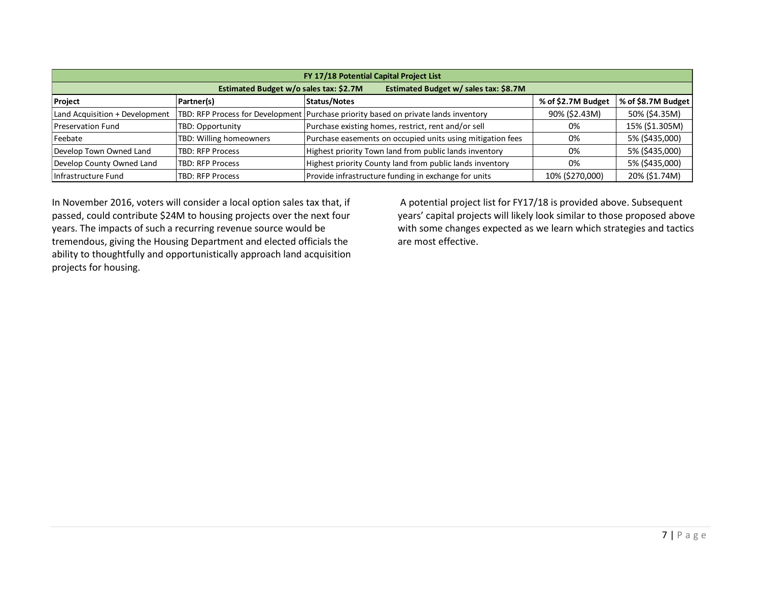| FY 17/18 Potential Capital Project List | | | | |
|---|---|---|---|---|
| Estimated Budget w/o sales tax: $2.7M | | Estimated Budget w/ sales tax: $8.7M | | |
| **Project** | **Partner(s)** | **Status/Notes** | **% of $2.7M Budget** | **% of $8.7M Budget** |
| Land Acquisition + Development | TBD: RFP Process for Development | Purchase priority based on private lands inventory | 90% ($2.43M) | 50% ($4.35M) |
| Preservation Fund | TBD: Opportunity | Purchase existing homes, restrict, rent and/or sell | 0% | 15% ($1.305M) |
| Feebate | TBD: Willing homeowners | Purchase easements on occupied units using mitigation fees | 0% | 5% ($435,000) |
| Develop Town Owned Land | TBD: RFP Process | Highest priority Town land from public lands inventory | 0% | 5% ($435,000) |
| Develop County Owned Land | TBD: RFP Process | Highest priority County land from public lands inventory | 0% | 5% ($435,000) |
| Infrastructure Fund | TBD: RFP Process | Provide infrastructure funding in exchange for units | 10% ($270,000) | 20% ($1.74M) |

In November 2016, voters will consider a local option sales tax that, if passed, could contribute $24M to housing projects over the next four years. The impacts of such a recurring revenue source would be tremendous, giving the Housing Department and elected officials the ability to thoughtfully and opportunistically approach land acquisition projects for housing.

A potential project list for FY17/18 is provided above. Subsequent years' capital projects will likely look similar to those proposed above with some changes expected as we learn which strategies and tactics are most effective.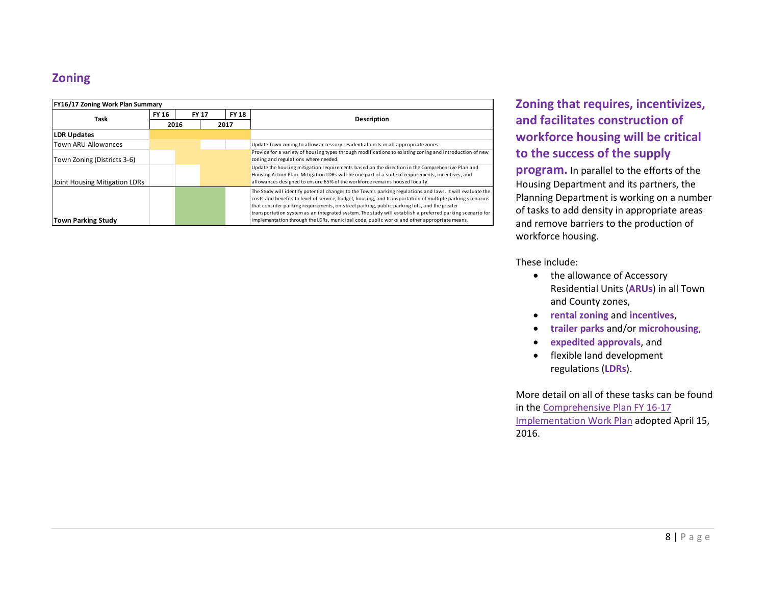## Zoning

| FY16/17 Zoning Work Plan Summary | | | | | |
|---|---|---|---|---|---|
| Task | FY 16 | FY 17 | | FY 18 | Description |
| | 2016 | | 2017 | | |
| **LDR Updates** | | | | | |
| Town ARU Allowances | | | | | Update Town zoning to allow accessory residential units in all appropriate zones. |
| Town Zoning (Districts 3-6) | | | | | Provide for a variety of housing types through modifications to existing zoning and introduction of new zoning and regulations where needed. |
| Joint Housing Mitigation LDRs | | | | | Update the housing mitigation requirements based on the direction in the Comprehensive Plan and Housing Action Plan. Mitigation LDRs will be one part of a suite of requirements, incentives, and allowances designed to ensure 65% of the workforce remains housed locally. |
| **Town Parking Study** | | | | | The Study will identify potential changes to the Town's parking regulations and laws. It will evaluate the costs and benefits to level of service, budget, housing, and transportation of multiple parking scenarios that consider parking requirements, on-street parking, public parking lots, and the greater transportation system as an integrated system. The study will establish a preferred parking scenario for implementation through the LDRs, municipal code, public works and other appropriate means. |

**Zoning that requires, incentivizes, and facilitates construction of workforce housing will be critical to the success of the supply program.** In parallel to the efforts of the Housing Department and its partners, the Planning Department is working on a number of tasks to add density in appropriate areas and remove barriers to the production of workforce housing.

These include:

- the allowance of Accessory Residential Units (**ARUs**) in all Town and County zones,
- **rental zoning** and **incentives**,
- **trailer parks** and/or **microhousing**,
- **expedited approvals**, and
- flexible land development regulations (**LDRs**).

More detail on all of these tasks can be found in the Comprehensive Plan FY 16-17 Implementation Work Plan adopted April 15, 2016.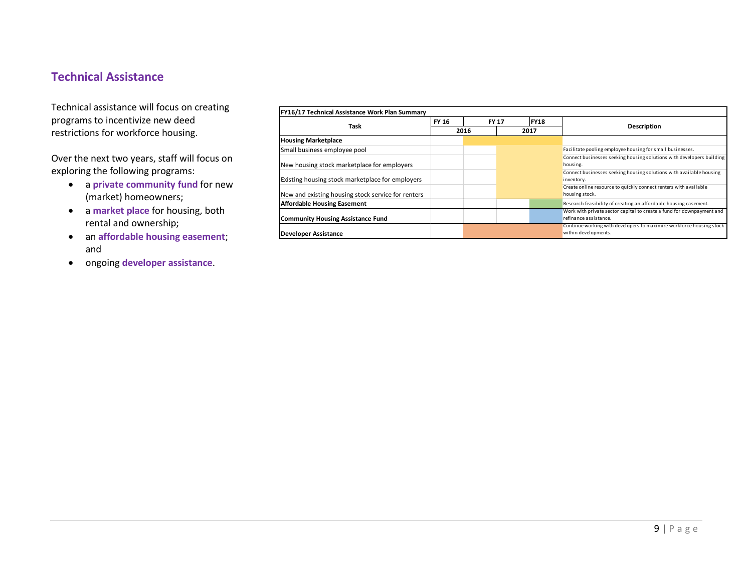## Technical Assistance

Technical assistance will focus on creating programs to incentivize new deed restrictions for workforce housing.

Over the next two years, staff will focus on exploring the following programs:

- a **private community fund** for new (market) homeowners;
- a **market place** for housing, both rental and ownership;
- an **affordable housing easement**; and
- ongoing **developer assistance**.

**FY16/17 Technical Assistance Work Plan Summary**

| Task | FY 16 | FY 17 | | FY18 | Description |
|---|---|---|---|---|---|
| | 2016 | | 2017 | | |
| **Housing Marketplace** | | | | | |
| Small business employee pool | | | | | Facilitate pooling employee housing for small businesses. |
| New housing stock marketplace for employers | | | | | Connect businesses seeking housing solutions with developers building housing. |
| Existing housing stock marketplace for employers | | | | | Connect businesses seeking housing solutions with available housing inventory. |
| New and existing housing stock service for renters | | | | | Create online resource to quickly connect renters with available housing stock. |
| **Affordable Housing Easement** | | | | | Research feasibility of creating an affordable housing easement. |
| **Community Housing Assistance Fund** | | | | | Work with private sector capital to create a fund for downpayment and refinance assistance. |
| **Developer Assistance** | | | | | Continue working with developers to maximize workforce housing stock within developments. |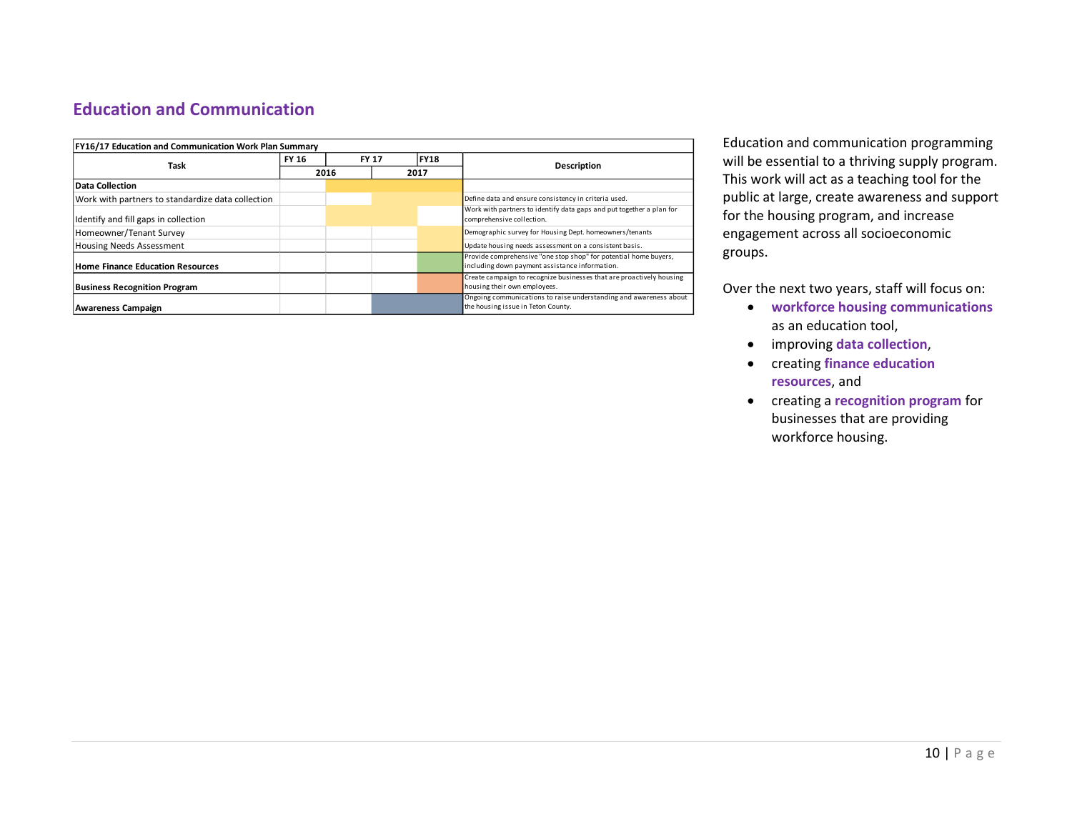## Education and Communication

| FY16/17 Education and Communication Work Plan Summary | | | | | |
|---|---|---|---|---|---|
| Task | FY 16 | FY 17 | | FY18 | Description |
| | 2016 | | 2017 | | |
| **Data Collection** | | | | | |
| Work with partners to standardize data collection | | | | | Define data and ensure consistency in criteria used. |
| Identify and fill gaps in collection | | | | | Work with partners to identify data gaps and put together a plan for comprehensive collection. |
| Homeowner/Tenant Survey | | | | | Demographic survey for Housing Dept. homeowners/tenants |
| Housing Needs Assessment | | | | | Update housing needs assessment on a consistent basis. |
| **Home Finance Education Resources** | | | | | Provide comprehensive "one stop shop" for potential home buyers, including down payment assistance information. |
| **Business Recognition Program** | | | | | Create campaign to recognize businesses that are proactively housing their own employees. |
| **Awareness Campaign** | | | | | Ongoing communications to raise understanding and awareness about the housing issue in Teton County. |

Education and communication programming will be essential to a thriving supply program. This work will act as a teaching tool for the public at large, create awareness and support for the housing program, and increase engagement across all socioeconomic groups.

Over the next two years, staff will focus on:

- **workforce housing communications** as an education tool,
- improving **data collection**,
- creating **finance education resources**, and
- creating a **recognition program** for businesses that are providing workforce housing.